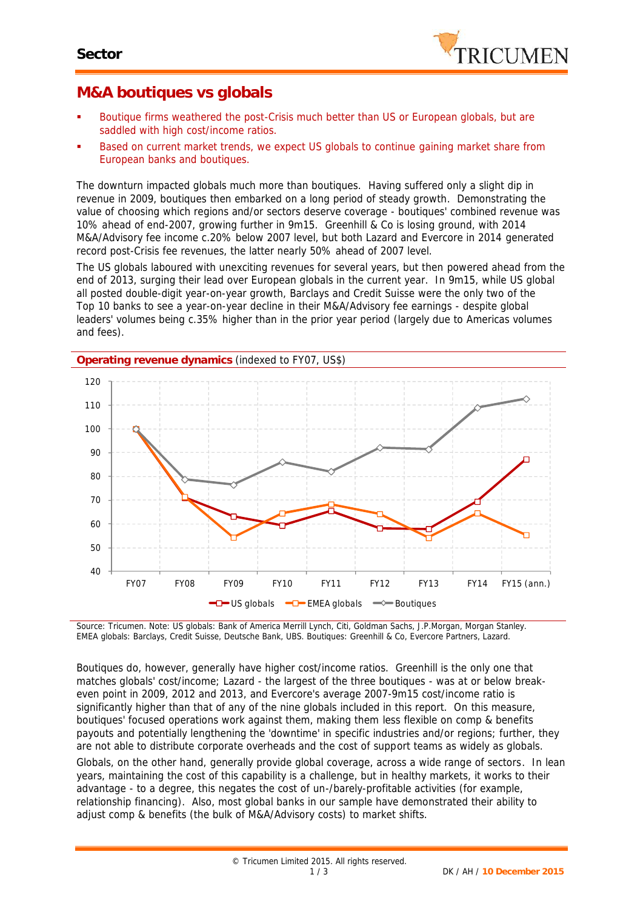Sector

# M&A boutiques vs globals

- Boutique firms weathered the post-Crisis much better than US or European globals, but are saddled with high cost/income ratios.
- Based on current market trends, we expect US globals to continue gaining market share from European banks and boutiques.

The downturn impacted globals much more than boutiques. Having suffered only a slight dip in revenue in 2009, boutiques then embarked on a long period of steady growth. Demonstrating the value of choosing which regions and/or sectors deserve coverage - boutiques' combined revenue was 10% ahead of end-2007, growing further in 9m15. Greenhill & Co is losing ground, with 2014 M&A/Advisory fee income c.20% below 2007 level, but both Lazard and Evercore in 2014 generated record post-Crisis fee revenues, the latter nearly 50% ahead of 2007 level.

The US globals laboured with unexciting revenues for several years, but then powered ahead from the end of 2013, surging their lead over European globals in the current year. In 9m15, while US global all posted double-digit year-on-year growth, Barclays and Credit Suisse were the only two of the Top 10 banks to see a year-on-year decline in their M&A/Advisory fee earnings - despite global leaders' volumes being c.35% higher than in the prior year period (largely due to Americas volumes and fees).

**Operating revenue dynamics** (indexed to FY07, US$)

Source: Tricumen. Note: US globals: Bank of America Merrill Lynch, Citi, Goldman Sachs, J.P.Morgan, Morgan Stanley. EMEA globals: Barclays, Credit Suisse, Deutsche Bank, UBS. Boutiques: Greenhill & Co, Evercore Partners, Lazard.

Boutiques do, however, generally have higher cost/income ratios. Greenhill is the only one that matches globals' cost/income; Lazard - the largest of the three boutiques - was at or below break-even point in 2009, 2012 and 2013, and Evercore's average 2007-9m15 cost/income ratio is significantly higher than that of any of the nine globals included in this report. On this measure, boutiques' focused operations work against them, making them less flexible on comp & benefits payouts and potentially lengthening the 'downtime' in specific industries and/or regions; further, they are not able to distribute corporate overheads and the cost of support teams as widely as globals.

Globals, on the other hand, generally provide global coverage, across a wide range of sectors. In lean years, maintaining the cost of this capability is a challenge, but in healthy markets, it works to their advantage - to a degree, this negates the cost of un-/barely-profitable activities (for example, relationship financing). Also, most global banks in our sample have demonstrated their ability to adjust comp & benefits (the bulk of M&A/Advisory costs) to market shifts.

© Tricumen Limited 2015. All rights reserved.

DK / AH / **10 December 2015**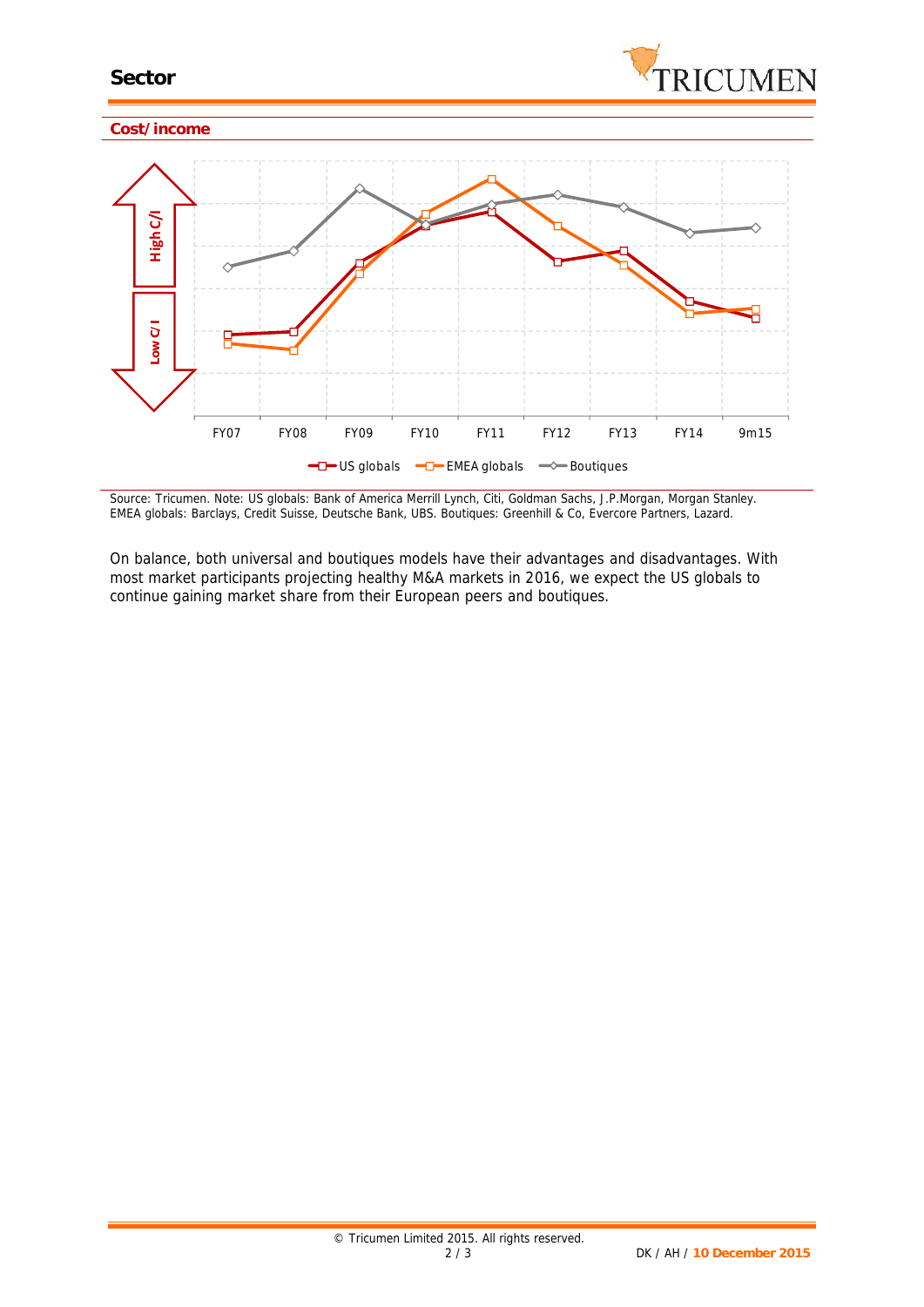## Cost/income

Source: Tricumen. Note: US globals: Bank of America Merrill Lynch, Citi, Goldman Sachs, J.P.Morgan, Morgan Stanley. EMEA globals: Barclays, Credit Suisse, Deutsche Bank, UBS. Boutiques: Greenhill & Co, Evercore Partners, Lazard.

On balance, both universal and boutiques models have their advantages and disadvantages. With most market participants projecting healthy M&A markets in 2016, we expect the US globals to continue gaining market share from their European peers and boutiques.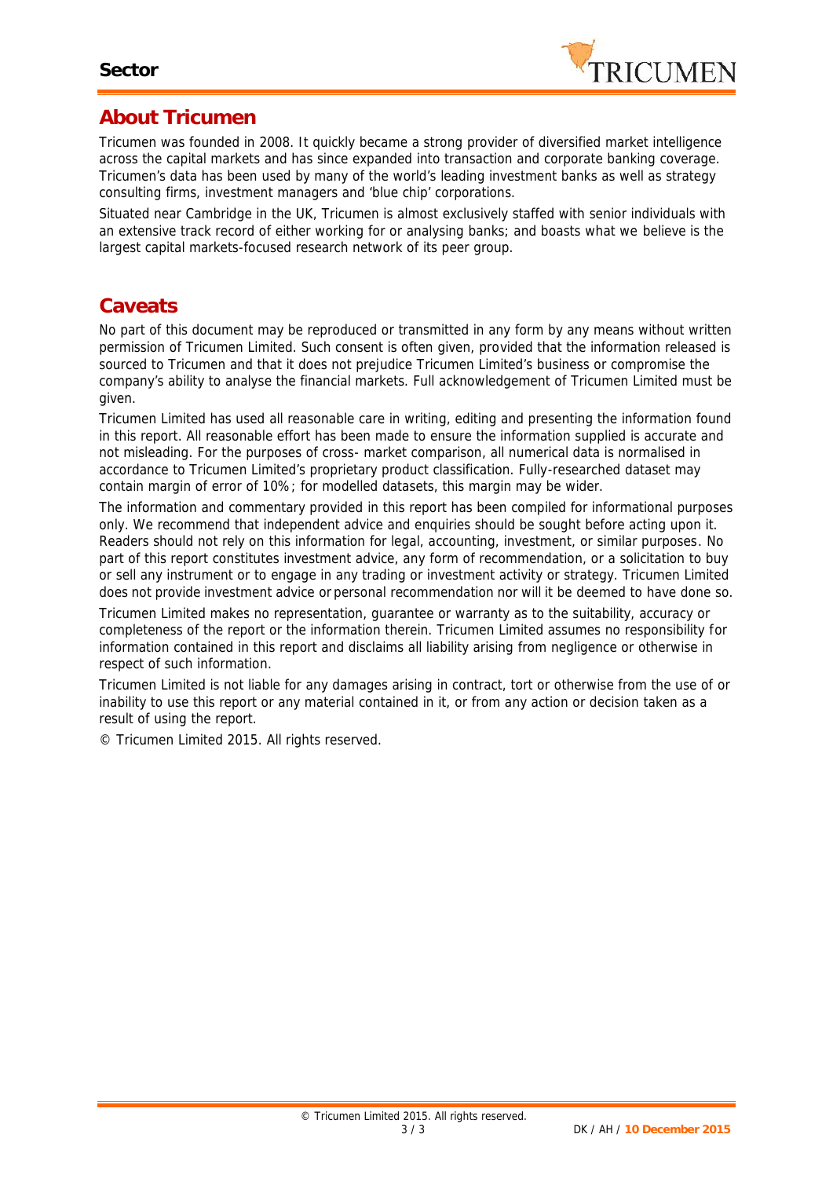## About Tricumen

Tricumen was founded in 2008. It quickly became a strong provider of diversified market intelligence across the capital markets and has since expanded into transaction and corporate banking coverage. Tricumen's data has been used by many of the world's leading investment banks as well as strategy consulting firms, investment managers and 'blue chip' corporations.

Situated near Cambridge in the UK, Tricumen is almost exclusively staffed with senior individuals with an extensive track record of either working for or analysing banks; and boasts what we believe is the largest capital markets-focused research network of its peer group.

## Caveats

No part of this document may be reproduced or transmitted in any form by any means without written permission of Tricumen Limited. Such consent is often given, provided that the information released is sourced to Tricumen and that it does not prejudice Tricumen Limited's business or compromise the company's ability to analyse the financial markets. Full acknowledgement of Tricumen Limited must be given.

Tricumen Limited has used all reasonable care in writing, editing and presenting the information found in this report. All reasonable effort has been made to ensure the information supplied is accurate and not misleading. For the purposes of cross- market comparison, all numerical data is normalised in accordance to Tricumen Limited's proprietary product classification. Fully-researched dataset may contain margin of error of 10%; for modelled datasets, this margin may be wider.

The information and commentary provided in this report has been compiled for informational purposes only. We recommend that independent advice and enquiries should be sought before acting upon it. Readers should not rely on this information for legal, accounting, investment, or similar purposes. No part of this report constitutes investment advice, any form of recommendation, or a solicitation to buy or sell any instrument or to engage in any trading or investment activity or strategy. Tricumen Limited does not provide investment advice or personal recommendation nor will it be deemed to have done so.

Tricumen Limited makes no representation, guarantee or warranty as to the suitability, accuracy or completeness of the report or the information therein. Tricumen Limited assumes no responsibility for information contained in this report and disclaims all liability arising from negligence or otherwise in respect of such information.

Tricumen Limited is not liable for any damages arising in contract, tort or otherwise from the use of or inability to use this report or any material contained in it, or from any action or decision taken as a result of using the report.

© Tricumen Limited 2015. All rights reserved.